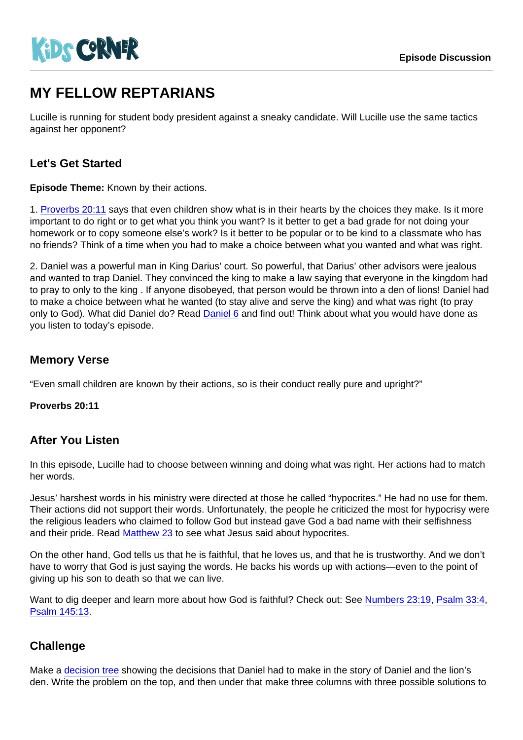# MY FELLOW REPTARIANS

Lucille is running for student body president against a sneaky candidate. Will Lucille use the same tactics against her opponent?

## Let's Get Started

**Episode Theme:** Known by their actions.

1. Proverbs 20:11 says that even children show what is in their hearts by the choices they make. Is it more important to do right or to get what you think you want? Is it better to get a bad grade for not doing your homework or to copy someone else's work? Is it better to be popular or to be kind to a classmate who has no friends? Think of a time when you had to make a choice between what you wanted and what was right.

2. Daniel was a powerful man in King Darius' court. So powerful, that Darius' other advisors were jealous and wanted to trap Daniel. They convinced the king to make a law saying that everyone in the kingdom had to pray to only to the king . If anyone disobeyed, that person would be thrown into a den of lions! Daniel had to make a choice between what he wanted (to stay alive and serve the king) and what was right (to pray only to God). What did Daniel do? Read Daniel 6 and find out! Think about what you would have done as you listen to today's episode.

## Memory Verse

"Even small children are known by their actions, so is their conduct really pure and upright?"

**Proverbs 20:11**

## After You Listen

In this episode, Lucille had to choose between winning and doing what was right. Her actions had to match her words.

Jesus' harshest words in his ministry were directed at those he called "hypocrites." He had no use for them. Their actions did not support their words. Unfortunately, the people he criticized the most for hypocrisy were the religious leaders who claimed to follow God but instead gave God a bad name with their selfishness and their pride. Read Matthew 23 to see what Jesus said about hypocrites.

On the other hand, God tells us that he is faithful, that he loves us, and that he is trustworthy. And we don't have to worry that God is just saying the words. He backs his words up with actions—even to the point of giving up his son to death so that we can live.

Want to dig deeper and learn more about how God is faithful? Check out: See Numbers 23:19, Psalm 33:4, Psalm 145:13.

## Challenge

Make a decision tree showing the decisions that Daniel had to make in the story of Daniel and the lion's den. Write the problem on the top, and then under that make three columns with three possible solutions to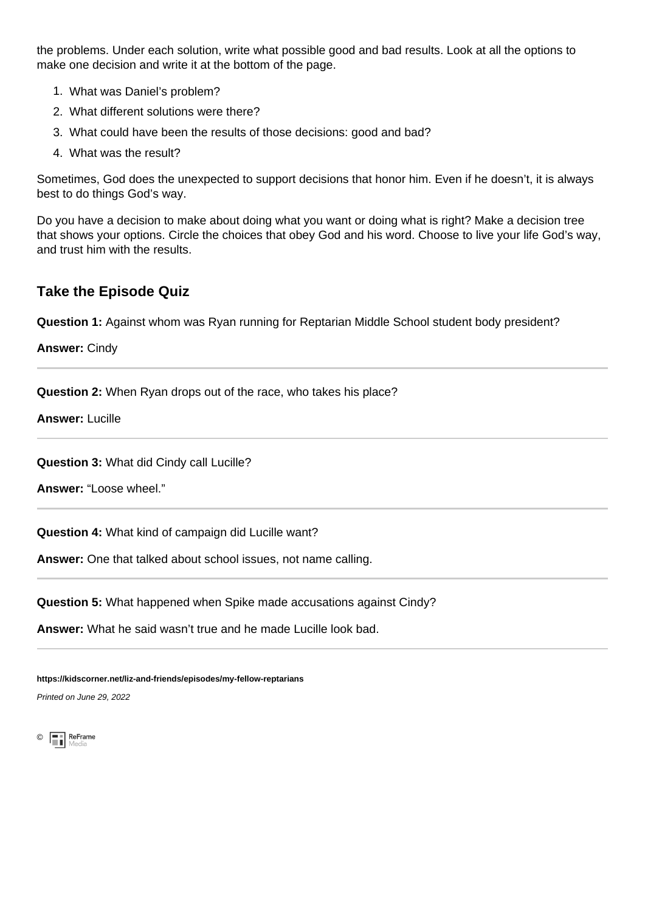the problems. Under each solution, write what possible good and bad results. Look at all the options to make one decision and write it at the bottom of the page.

1. What was Daniel's problem?
2. What different solutions were there?
3. What could have been the results of those decisions: good and bad?
4. What was the result?

Sometimes, God does the unexpected to support decisions that honor him. Even if he doesn't, it is always best to do things God's way.

Do you have a decision to make about doing what you want or doing what is right? Make a decision tree that shows your options. Circle the choices that obey God and his word. Choose to live your life God's way, and trust him with the results.

### Take the Episode Quiz

**Question 1:** Against whom was Ryan running for Reptarian Middle School student body president?

**Answer:** Cindy

---

**Question 2:** When Ryan drops out of the race, who takes his place?

**Answer:** Lucille

---

**Question 3:** What did Cindy call Lucille?

**Answer:** "Loose wheel."

---

**Question 4:** What kind of campaign did Lucille want?

**Answer:** One that talked about school issues, not name calling.

---

**Question 5:** What happened when Spike made accusations against Cindy?

**Answer:** What he said wasn't true and he made Lucille look bad.

---

**https://kidscorner.net/liz-and-friends/episodes/my-fellow-reptarians**

*Printed on June 29, 2022*

© ReFrame Media